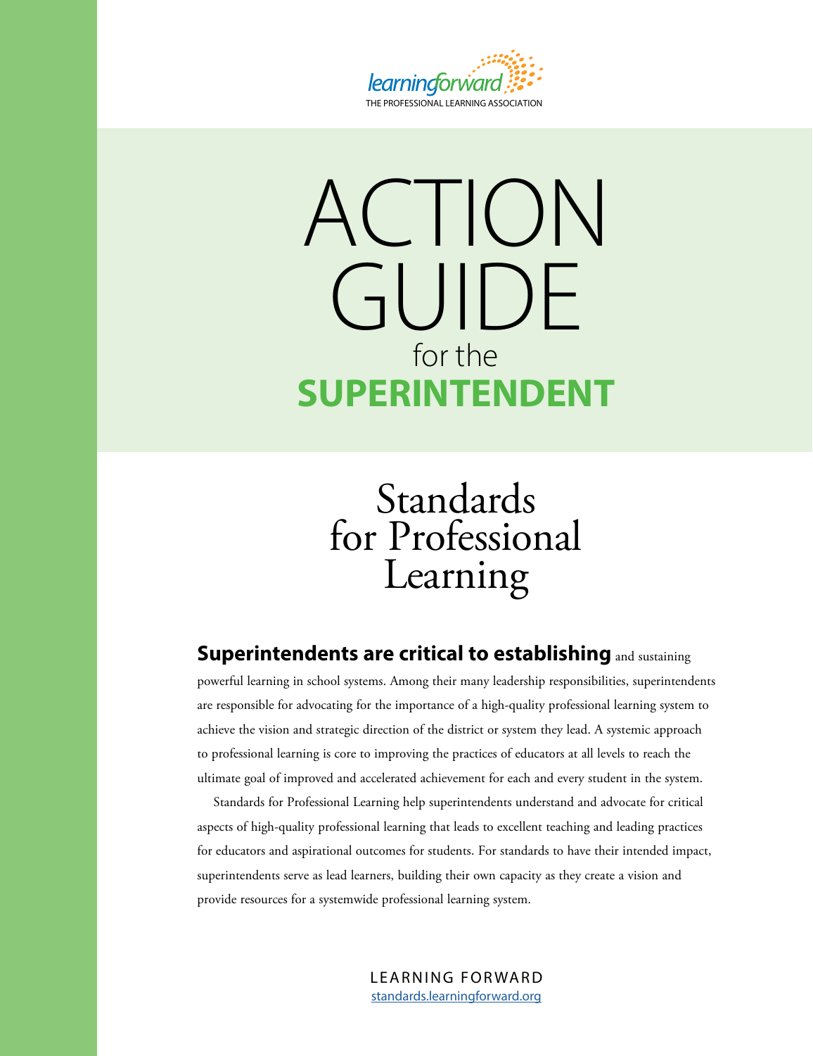learningforward
THE PROFESSIONAL LEARNING ASSOCIATION

# ACTION GUIDE for the SUPERINTENDENT

## Standards for Professional Learning

**Superintendents are critical to establishing** and sustaining powerful learning in school systems. Among their many leadership responsibilities, superintendents are responsible for advocating for the importance of a high-quality professional learning system to achieve the vision and strategic direction of the district or system they lead. A systemic approach to professional learning is core to improving the practices of educators at all levels to reach the ultimate goal of improved and accelerated achievement for each and every student in the system.

Standards for Professional Learning help superintendents understand and advocate for critical aspects of high-quality professional learning that leads to excellent teaching and leading practices for educators and aspirational outcomes for students. For standards to have their intended impact, superintendents serve as lead learners, building their own capacity as they create a vision and provide resources for a systemwide professional learning system.

LEARNING FORWARD
standards.learningforward.org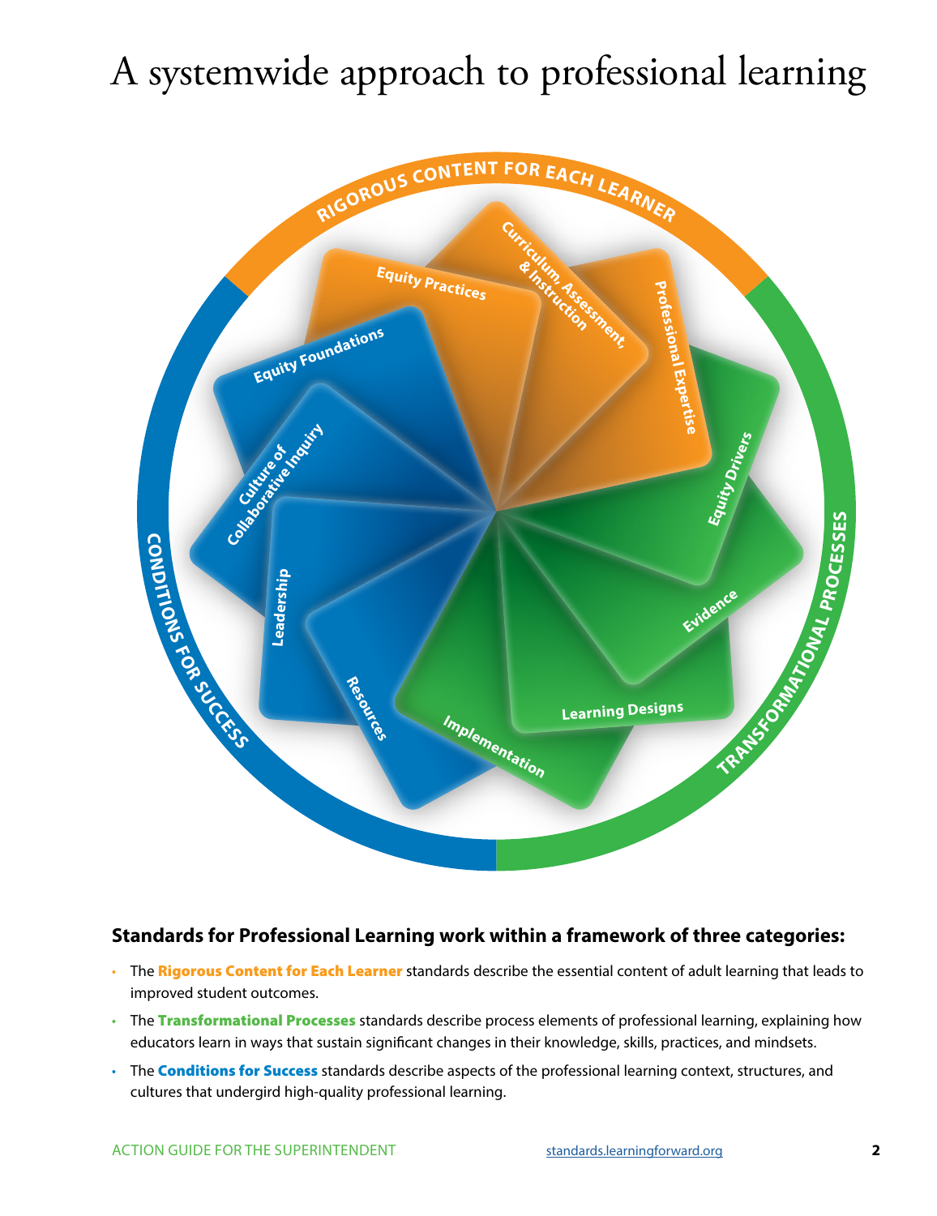# A systemwide approach to professional learning

RIGOROUS CONTENT FOR EACH LEARNER

Equity Practices

Curriculum, Assessment, & Instruction

Professional Expertise

TRANSFORMATIONAL PROCESSES

Equity Drivers

Evidence

Learning Designs

Implementation

CONDITIONS FOR SUCCESS

Equity Foundations

Culture of Collaborative Inquiry

Leadership

Resources

**Standards for Professional Learning work within a framework of three categories:**

- The **Rigorous Content for Each Learner** standards describe the essential content of adult learning that leads to improved student outcomes.
- The **Transformational Processes** standards describe process elements of professional learning, explaining how educators learn in ways that sustain significant changes in their knowledge, skills, practices, and mindsets.
- The **Conditions for Success** standards describe aspects of the professional learning context, structures, and cultures that undergird high-quality professional learning.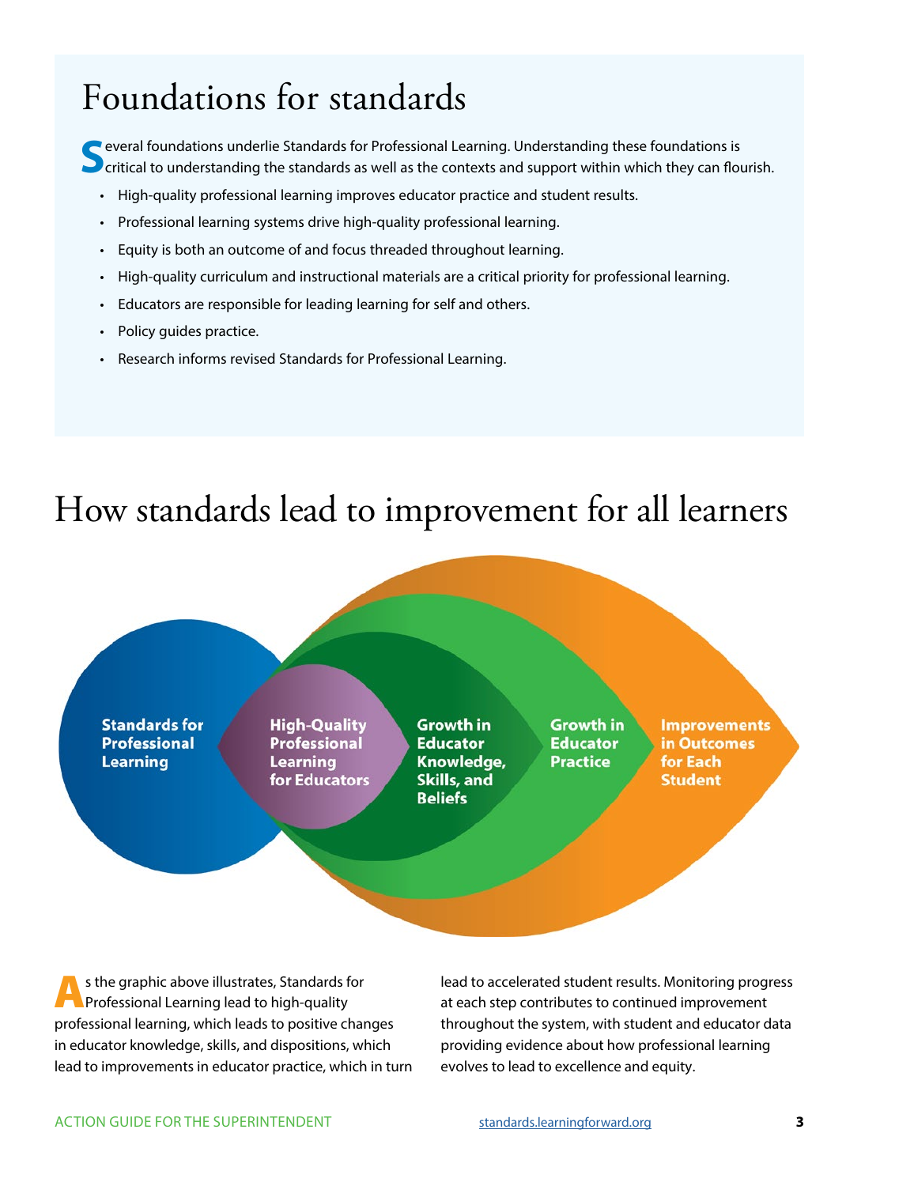# Foundations for standards

Several foundations underlie Standards for Professional Learning. Understanding these foundations is critical to understanding the standards as well as the contexts and support within which they can flourish.

- High-quality professional learning improves educator practice and student results.
- Professional learning systems drive high-quality professional learning.
- Equity is both an outcome of and focus threaded throughout learning.
- High-quality curriculum and instructional materials are a critical priority for professional learning.
- Educators are responsible for leading learning for self and others.
- Policy guides practice.
- Research informs revised Standards for Professional Learning.

# How standards lead to improvement for all learners

**Standards for Professional Learning** | **High-Quality Professional Learning for Educators** | **Growth in Educator Knowledge, Skills, and Beliefs** | **Growth in Educator Practice** | **Improvements in Outcomes for Each Student**

As the graphic above illustrates, Standards for Professional Learning lead to high-quality professional learning, which leads to positive changes in educator knowledge, skills, and dispositions, which lead to improvements in educator practice, which in turn lead to accelerated student results. Monitoring progress at each step contributes to continued improvement throughout the system, with student and educator data providing evidence about how professional learning evolves to lead to excellence and equity.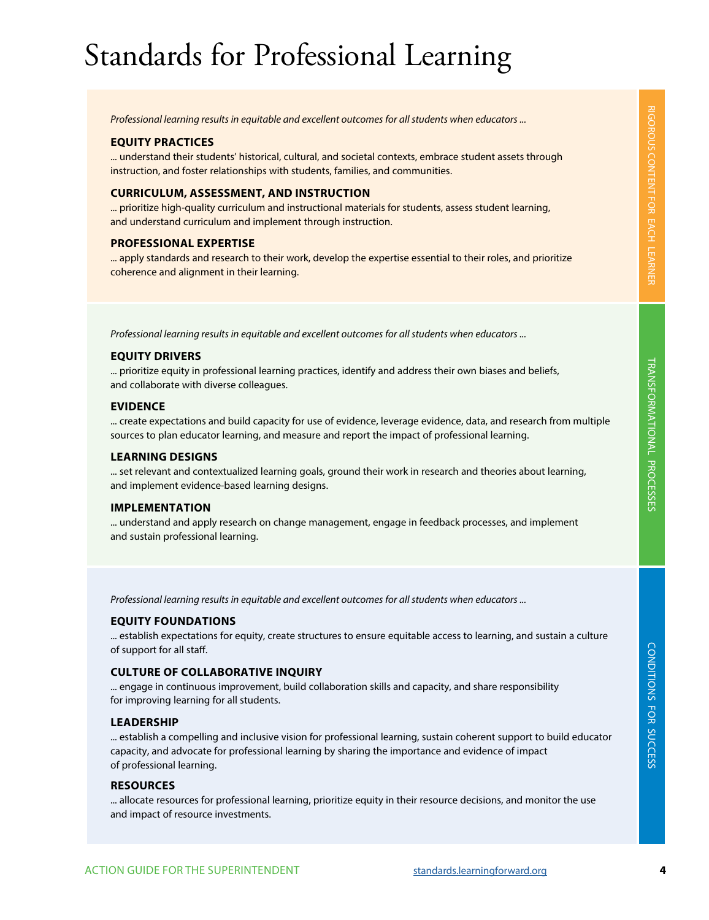# Standards for Professional Learning

## Rigorous Content for Each Learner

*Professional learning results in equitable and excellent outcomes for all students when educators ...*

**EQUITY PRACTICES**

... understand their students' historical, cultural, and societal contexts, embrace student assets through instruction, and foster relationships with students, families, and communities.

**CURRICULUM, ASSESSMENT, AND INSTRUCTION**

... prioritize high-quality curriculum and instructional materials for students, assess student learning, and understand curriculum and implement through instruction.

**PROFESSIONAL EXPERTISE**

... apply standards and research to their work, develop the expertise essential to their roles, and prioritize coherence and alignment in their learning.

## Transformational Processes

*Professional learning results in equitable and excellent outcomes for all students when educators ...*

**EQUITY DRIVERS**

... prioritize equity in professional learning practices, identify and address their own biases and beliefs, and collaborate with diverse colleagues.

**EVIDENCE**

... create expectations and build capacity for use of evidence, leverage evidence, data, and research from multiple sources to plan educator learning, and measure and report the impact of professional learning.

**LEARNING DESIGNS**

... set relevant and contextualized learning goals, ground their work in research and theories about learning, and implement evidence-based learning designs.

**IMPLEMENTATION**

... understand and apply research on change management, engage in feedback processes, and implement and sustain professional learning.

## Conditions for Success

*Professional learning results in equitable and excellent outcomes for all students when educators ...*

**EQUITY FOUNDATIONS**

... establish expectations for equity, create structures to ensure equitable access to learning, and sustain a culture of support for all staff.

**CULTURE OF COLLABORATIVE INQUIRY**

... engage in continuous improvement, build collaboration skills and capacity, and share responsibility for improving learning for all students.

**LEADERSHIP**

... establish a compelling and inclusive vision for professional learning, sustain coherent support to build educator capacity, and advocate for professional learning by sharing the importance and evidence of impact of professional learning.

**RESOURCES**

... allocate resources for professional learning, prioritize equity in their resource decisions, and monitor the use and impact of resource investments.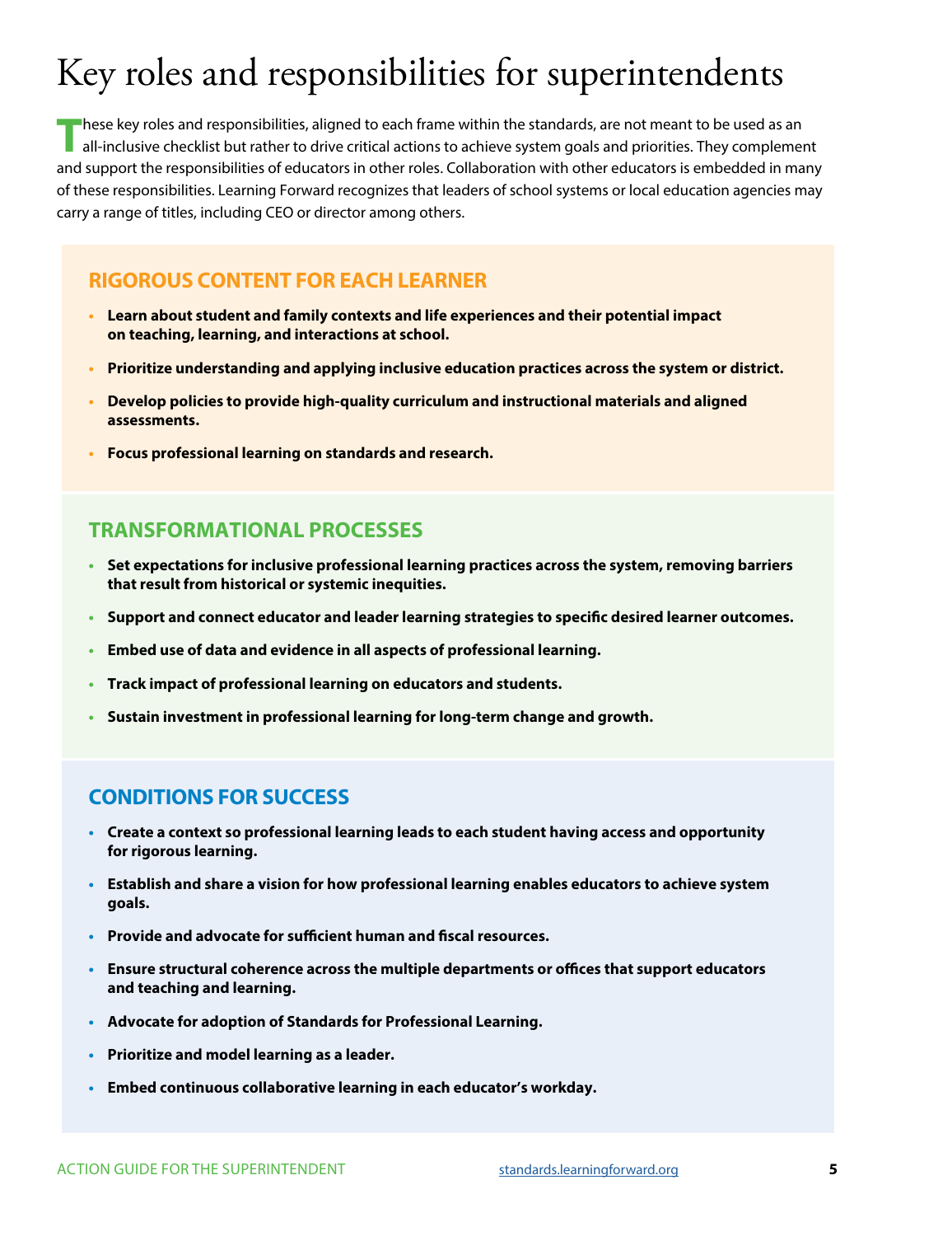# Key roles and responsibilities for superintendents

These key roles and responsibilities, aligned to each frame within the standards, are not meant to be used as an all-inclusive checklist but rather to drive critical actions to achieve system goals and priorities. They complement and support the responsibilities of educators in other roles. Collaboration with other educators is embedded in many of these responsibilities. Learning Forward recognizes that leaders of school systems or local education agencies may carry a range of titles, including CEO or director among others.

## RIGOROUS CONTENT FOR EACH LEARNER

- **Learn about student and family contexts and life experiences and their potential impact on teaching, learning, and interactions at school.**
- **Prioritize understanding and applying inclusive education practices across the system or district.**
- **Develop policies to provide high-quality curriculum and instructional materials and aligned assessments.**
- **Focus professional learning on standards and research.**

## TRANSFORMATIONAL PROCESSES

- **Set expectations for inclusive professional learning practices across the system, removing barriers that result from historical or systemic inequities.**
- **Support and connect educator and leader learning strategies to specific desired learner outcomes.**
- **Embed use of data and evidence in all aspects of professional learning.**
- **Track impact of professional learning on educators and students.**
- **Sustain investment in professional learning for long-term change and growth.**

## CONDITIONS FOR SUCCESS

- **Create a context so professional learning leads to each student having access and opportunity for rigorous learning.**
- **Establish and share a vision for how professional learning enables educators to achieve system goals.**
- **Provide and advocate for sufficient human and fiscal resources.**
- **Ensure structural coherence across the multiple departments or offices that support educators and teaching and learning.**
- **Advocate for adoption of Standards for Professional Learning.**
- **Prioritize and model learning as a leader.**
- **Embed continuous collaborative learning in each educator's workday.**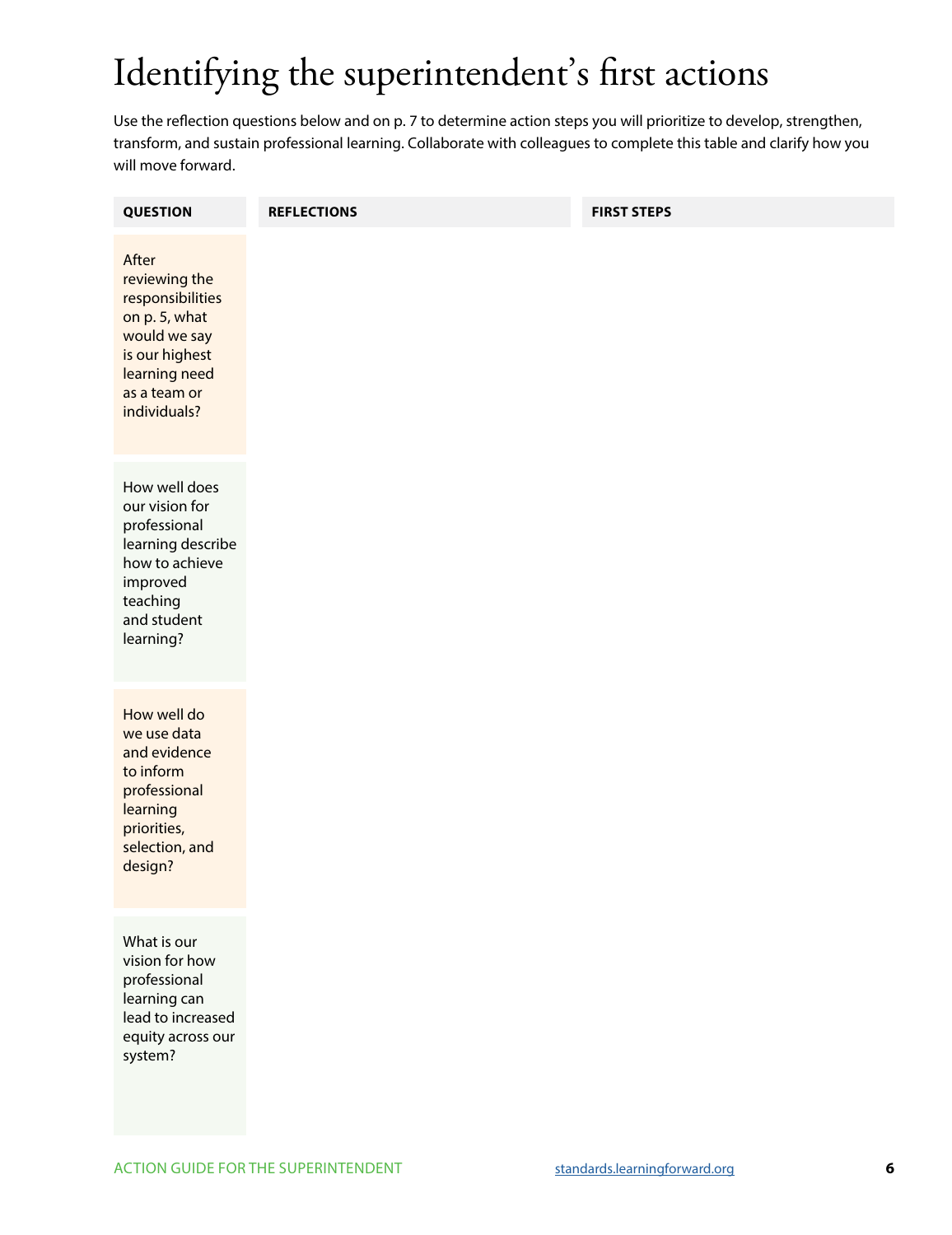# Identifying the superintendent's first actions

Use the reflection questions below and on p. 7 to determine action steps you will prioritize to develop, strengthen, transform, and sustain professional learning. Collaborate with colleagues to complete this table and clarify how you will move forward.

| QUESTION | REFLECTIONS | FIRST STEPS |
|---|---|---|
| After reviewing the responsibilities on p. 5, what would we say is our highest learning need as a team or individuals? | | |
| How well does our vision for professional learning describe how to achieve improved teaching and student learning? | | |
| How well do we use data and evidence to inform professional learning priorities, selection, and design? | | |
| What is our vision for how professional learning can lead to increased equity across our system? | | |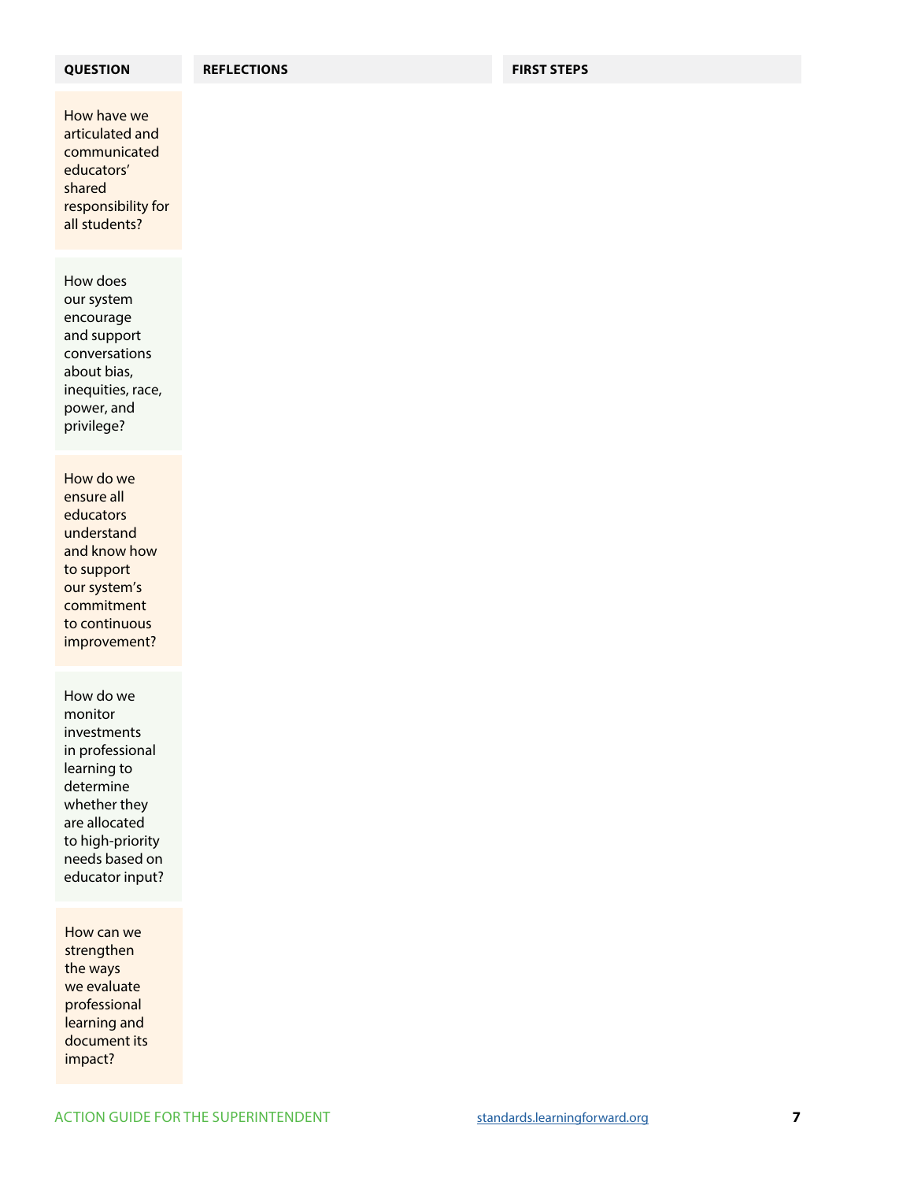| QUESTION | REFLECTIONS | FIRST STEPS |
| --- | --- | --- |
| How have we articulated and communicated educators' shared responsibility for all students? | | |
| How does our system encourage and support conversations about bias, inequities, race, power, and privilege? | | |
| How do we ensure all educators understand and know how to support our system's commitment to continuous improvement? | | |
| How do we monitor investments in professional learning to determine whether they are allocated to high-priority needs based on educator input? | | |
| How can we strengthen the ways we evaluate professional learning and document its impact? | | |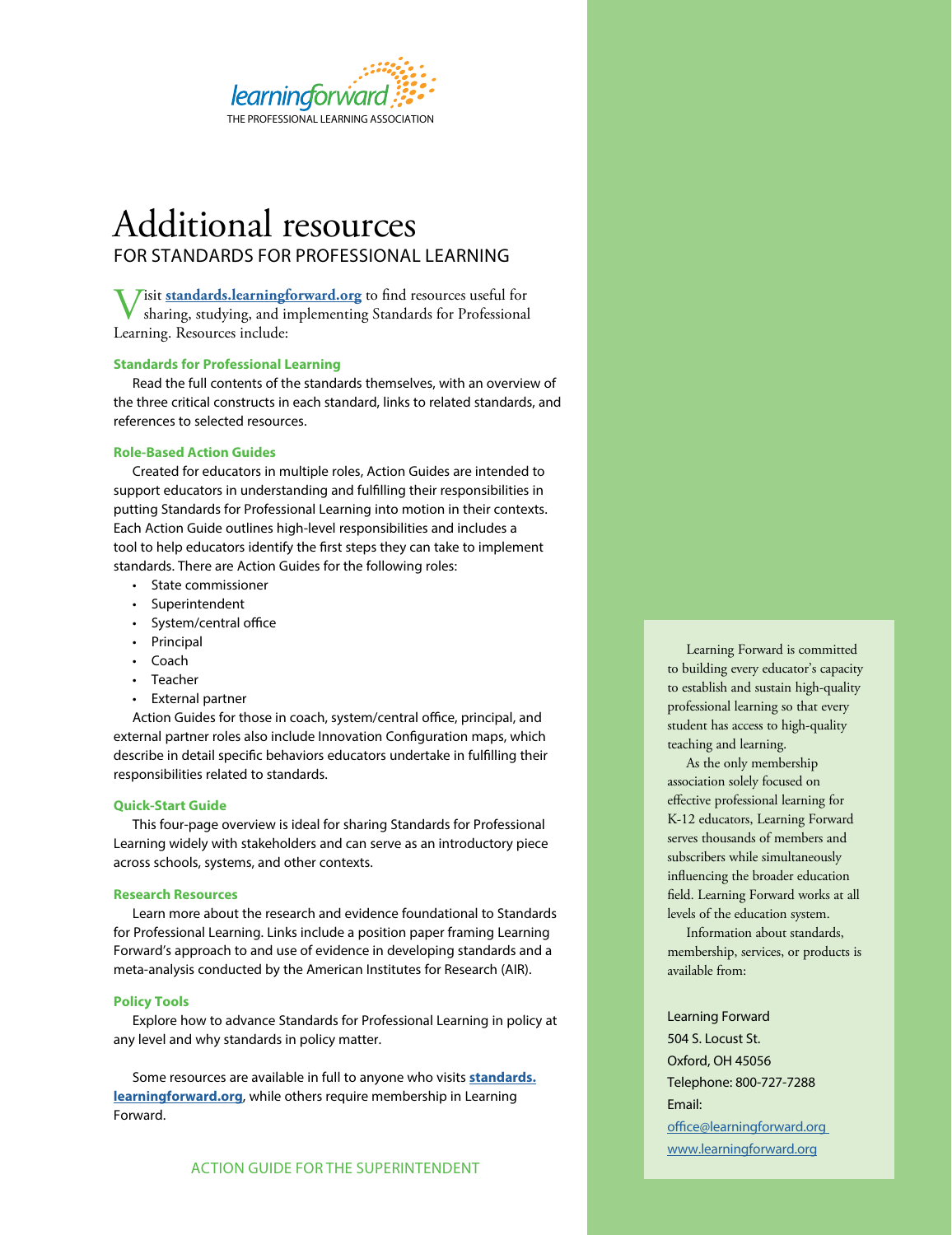learningforward
THE PROFESSIONAL LEARNING ASSOCIATION

# Additional resources

## FOR STANDARDS FOR PROFESSIONAL LEARNING

Visit **standards.learningforward.org** to find resources useful for sharing, studying, and implementing Standards for Professional Learning. Resources include:

### Standards for Professional Learning

Read the full contents of the standards themselves, with an overview of the three critical constructs in each standard, links to related standards, and references to selected resources.

### Role-Based Action Guides

Created for educators in multiple roles, Action Guides are intended to support educators in understanding and fulfilling their responsibilities in putting Standards for Professional Learning into motion in their contexts. Each Action Guide outlines high-level responsibilities and includes a tool to help educators identify the first steps they can take to implement standards. There are Action Guides for the following roles:

- State commissioner
- Superintendent
- System/central office
- Principal
- Coach
- Teacher
- External partner

Action Guides for those in coach, system/central office, principal, and external partner roles also include Innovation Configuration maps, which describe in detail specific behaviors educators undertake in fulfilling their responsibilities related to standards.

### Quick-Start Guide

This four-page overview is ideal for sharing Standards for Professional Learning widely with stakeholders and can serve as an introductory piece across schools, systems, and other contexts.

### Research Resources

Learn more about the research and evidence foundational to Standards for Professional Learning. Links include a position paper framing Learning Forward's approach to and use of evidence in developing standards and a meta-analysis conducted by the American Institutes for Research (AIR).

### Policy Tools

Explore how to advance Standards for Professional Learning in policy at any level and why standards in policy matter.

Some resources are available in full to anyone who visits **standards.learningforward.org**, while others require membership in Learning Forward.

Learning Forward is committed to building every educator's capacity to establish and sustain high-quality professional learning so that every student has access to high-quality teaching and learning.

As the only membership association solely focused on effective professional learning for K-12 educators, Learning Forward serves thousands of members and subscribers while simultaneously influencing the broader education field. Learning Forward works at all levels of the education system.

Information about standards, membership, services, or products is available from:

Learning Forward
504 S. Locust St.
Oxford, OH 45056
Telephone: 800-727-7288
Email:
office@learningforward.org
www.learningforward.org